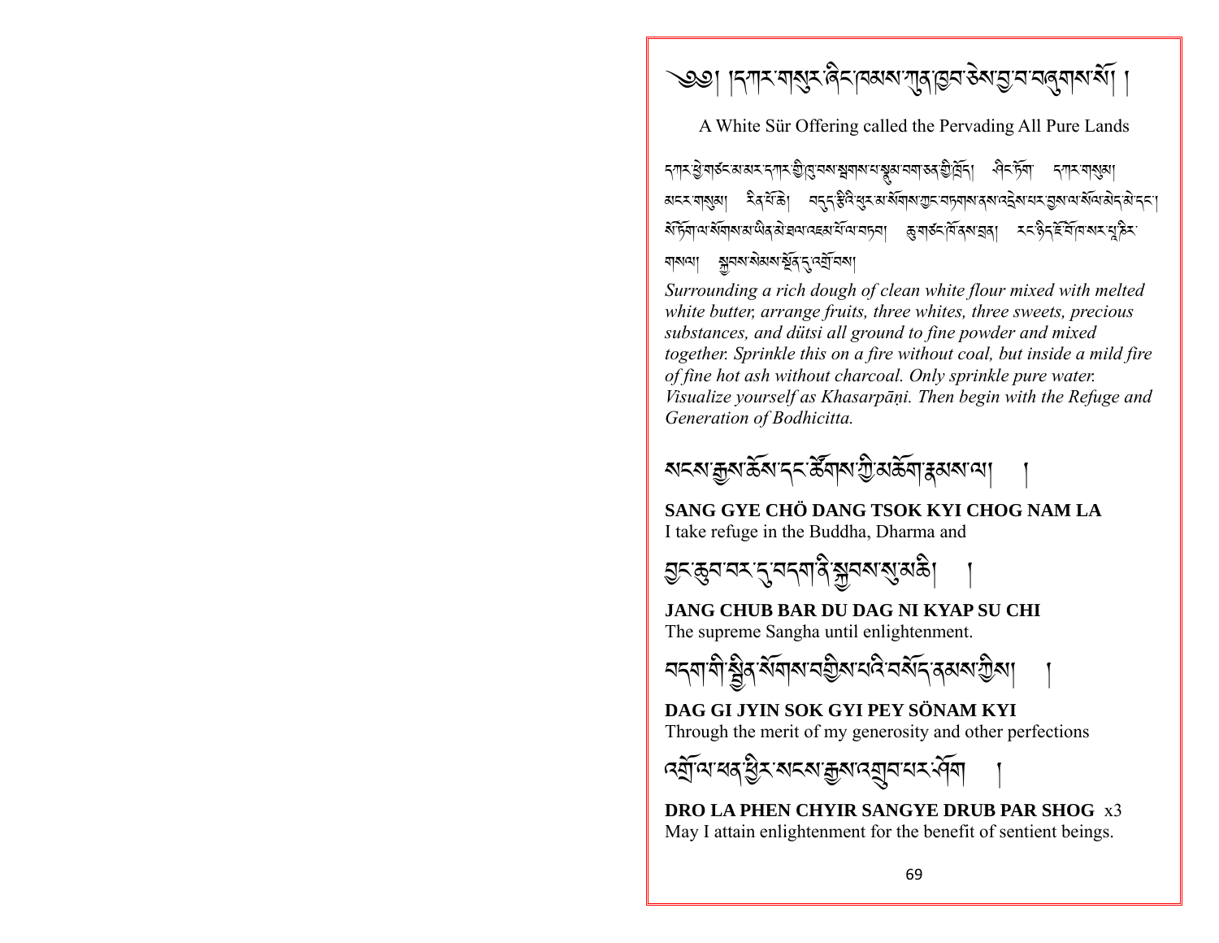# ༄༅། །དཀར་གསུར་ཞིང་ཁམས་ཀུན་ཁྱབ་ཅེས་བྱ་བ་བཞུགས་སོ། །

A White Sür Offering called the Pervading All Pure Lands

དཀར་ཕྱེ་གཙང་མ་མར་དཀར་གྱི་ཁུ་བས་སྦྲགས་པ་སྤྱམ་བག་ཅན་གྱི་ཁོར། ཤིང་ཏོག དཀར་གསུམ། མངར་གསུམ། རིན་པོ་ཆེ། བདུད་རྩིའི་ཕྱེ་མ་སོགས་ཀྱང་བཏགས་ནས་འདྲེས་པར་བྱས་ལ་སོལ་མེད་མེ་དང་། སོ་ཏོག་ལ་སོགས་མ་ཡིན་མེ་ཐལ་འཇམ་པོ་ལ་བཏབ། ཆུ་གཙང་ཁོ་ནས་བྲན། རང་ཉིད་ཇོ་བོ་ཁ་སར་པ་ཎིར་གསལ། སྐྱབས་སེམས་སྔོན་དུ་འགྲོ་བས།

*Surrounding a rich dough of clean white flour mixed with melted white butter, arrange fruits, three whites, three sweets, precious substances, and dütsi all ground to fine powder and mixed together. Sprinkle this on a fire without coal, but inside a mild fire of fine hot ash without charcoal. Only sprinkle pure water. Visualize yourself as Khasarpāṇi. Then begin with the Refuge and Generation of Bodhicitta.*

སངས་རྒྱས་ཆོས་དང་ཚོགས་ཀྱི་མཆོག་རྣམས་ལ། །

**SANG GYE CHÖ DANG TSOK KYI CHOG NAM LA**
I take refuge in the Buddha, Dharma and

བྱང་ཆུབ་བར་དུ་བདག་ནི་སྐྱབས་སུ་མཆི། །

**JANG CHUB BAR DU DAG NI KYAP SU CHI**
The supreme Sangha until enlightenment.

བདག་གི་སྦྱིན་སོགས་བགྱིས་པའི་བསོད་ནམས་ཀྱིས། །

**DAG GI JYIN SOK GYI PEY SÖNAM KYI**
Through the merit of my generosity and other perfections

འགྲོ་ལ་ཕན་ཕྱིར་སངས་རྒྱས་འགྲུབ་པར་ཤོག །

**DRO LA PHEN CHYIR SANGYE DRUB PAR SHOG** x3
May I attain enlightenment for the benefit of sentient beings.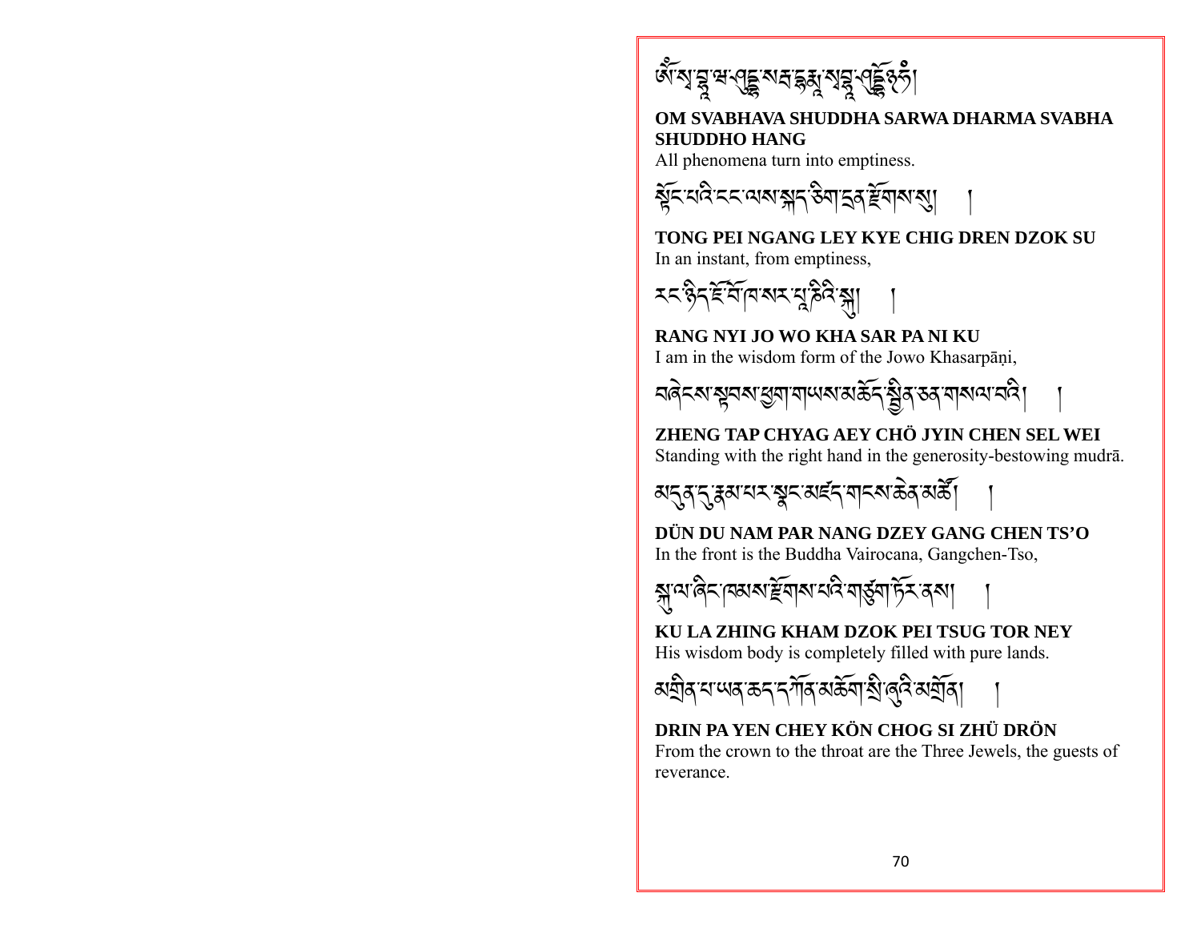ཨོཾ་སྭ་བྷཱ་ཝ་ཤུདྡྷ་སརྦ་དྷརྨ་སྭ་བྷཱ་ཝ་ཤུདྡྷོ྅ཧཾ།

**OM SVABHAVA SHUDDHA SARWA DHARMA SVABHA SHUDDHO HANG**

All phenomena turn into emptiness.

སྟོང་པའི་ངང་ལས་སྐད་ཅིག་དྲན་རྫོགས་སུ། །

**TONG PEI NGANG LEY KYE CHIG DREN DZOK SU**

In an instant, from emptiness,

རང་ཉིད་ཇོ་བོ་ཁ་སར་པ་ཎིའི་སྐུ། །

**RANG NYI JO WO KHA SAR PA NI KU**

I am in the wisdom form of the Jowo Khasarpāṇi,

བཞེངས་སྟབས་ཕྱག་གཡས་མཆོད་སྦྱིན་ཅན་གསལ་བའི། །

**ZHENG TAP CHYAG AEY CHÖ JYIN CHEN SEL WEI**

Standing with the right hand in the generosity-bestowing mudrā.

མདུན་དུ་རྣམ་པར་སྣང་མཛད་གངས་ཅན་མཚོ། །

**DÜN DU NAM PAR NANG DZEY GANG CHEN TS'O**

In the front is the Buddha Vairocana, Gangchen-Tso,

སྐུ་ལ་ཞིང་ཁམས་རྫོགས་པའི་གཙུག་ཏོར་ནས། །

**KU LA ZHING KHAM DZOK PEI TSUG TOR NEY**

His wisdom body is completely filled with pure lands.

མགྲིན་པ་ཡན་ཆད་དཀོན་མཆོག་སྤྱི་ཞུའི་མགྲོན། །

**DRIN PA YEN CHEY KÖN CHOG SI ZHÜ DRÖN**

From the crown to the throat are the Three Jewels, the guests of reverance.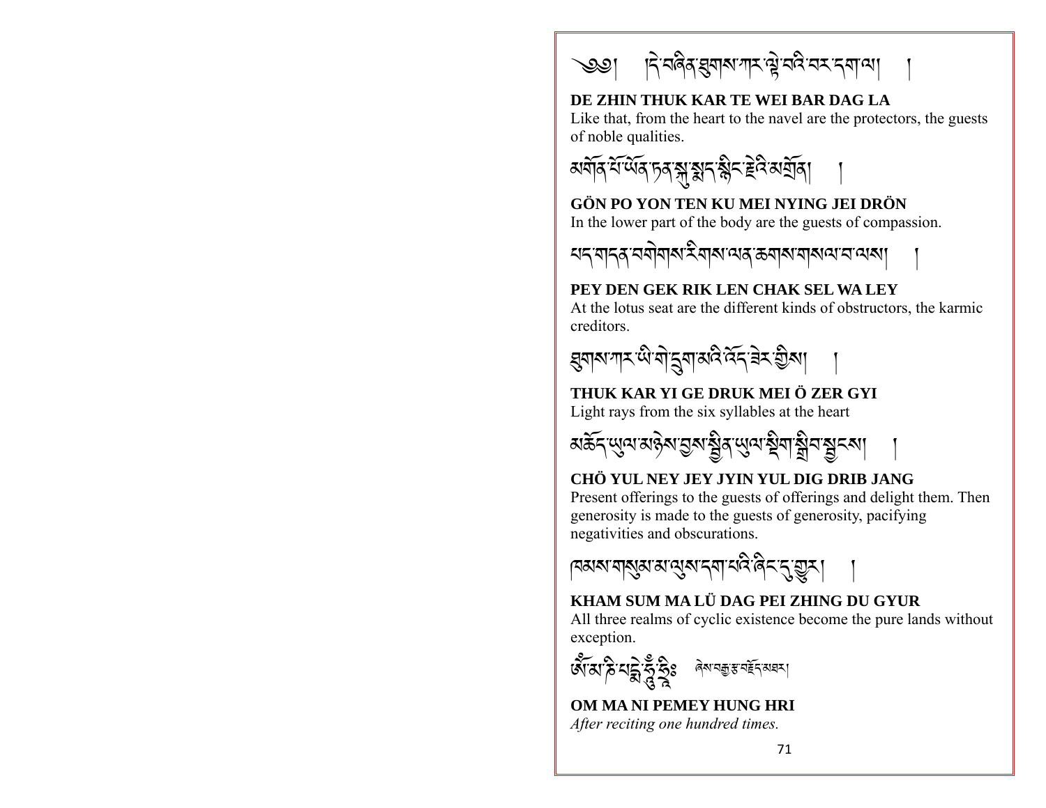༄༅། །དེ་བཞིན་ཐུགས་ཀར་ལྟེ་བའི་བར་དག་ལ། །

**DE ZHIN THUK KAR TE WEI BAR DAG LA**
Like that, from the heart to the navel are the protectors, the guests of noble qualities.

མགོན་པོ་ཡོན་ཏན་སྐུ་སྨད་སྙིང་རྗེའི་མགྲོན། །

**GÖN PO YON TEN KU MEI NYING JEI DRÖN**
In the lower part of the body are the guests of compassion.

པད་གདན་བགེགས་རིགས་ལན་ཆགས་གསལ་བ་ལས། །

**PEY DEN GEK RIK LEN CHAK SEL WA LEY**
At the lotus seat are the different kinds of obstructors, the karmic creditors.

ཐུགས་ཀར་ཡི་གེ་དྲུག་མའི་འོད་ཟེར་གྱིས། །

**THUK KAR YI GE DRUK MEI Ö ZER GYI**
Light rays from the six syllables at the heart

མཆོད་ཡུལ་མཉེས་བྱས་སྦྱིན་ཡུལ་སྡིག་སྒྲིབ་སྦྱངས། །

**CHÖ YUL NEY JEY JYIN YUL DIG DRIB JANG**
Present offerings to the guests of offerings and delight them. Then generosity is made to the guests of generosity, pacifying negativities and obscurations.

ཁམས་གསུམ་མ་ལུས་དག་པའི་ཞིང་དུ་གྱུར། །

**KHAM SUM MA LÜ DAG PEI ZHING DU GYUR**
All three realms of cyclic existence become the pure lands without exception.

ཨོཾ་མ་ཎི་པདྨེ་ཧཱུྃ་ཧྲཱིཿ ཞེས་བརྒྱ་རྩ་བཟློད་མཐར།

**OM MA NI PEMEY HUNG HRI**
*After reciting one hundred times.*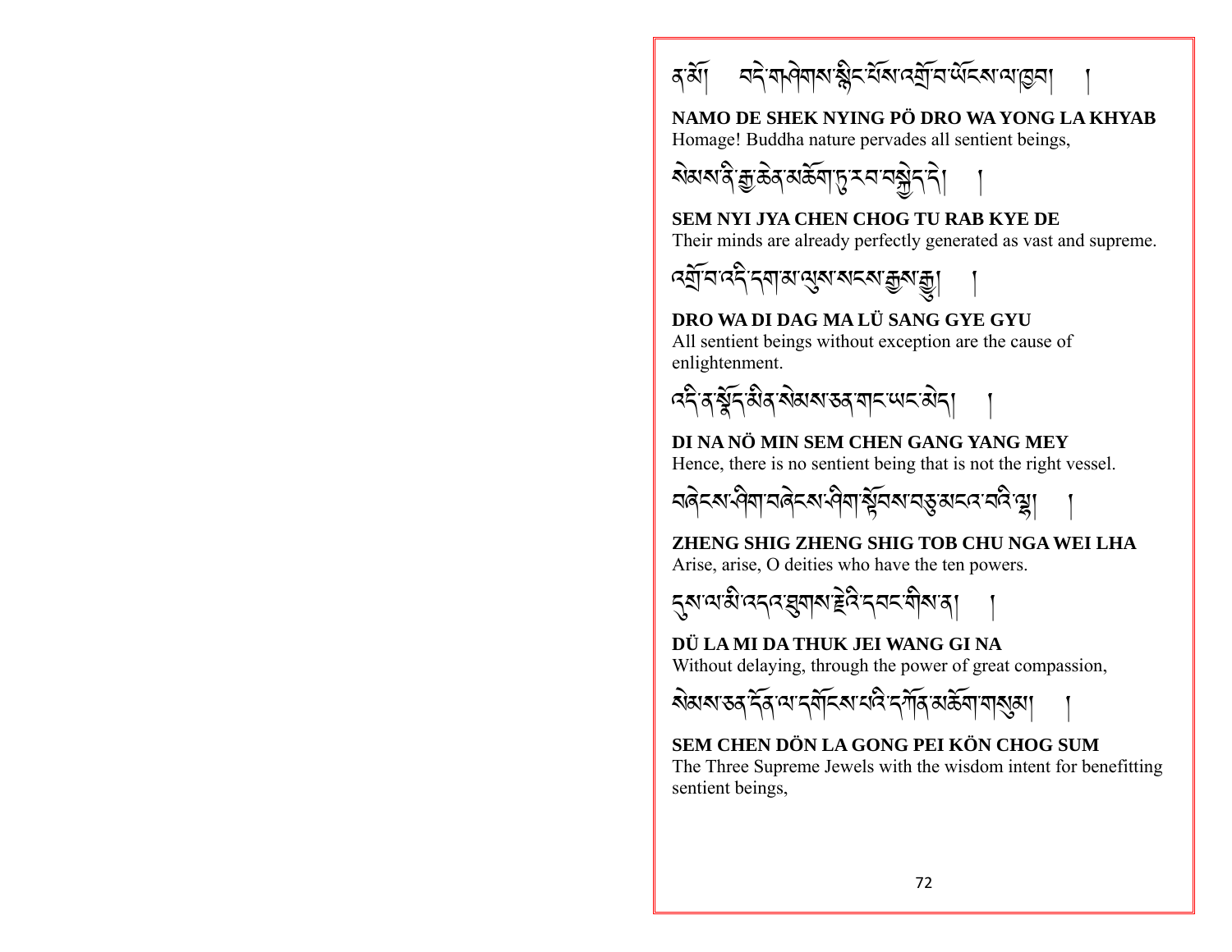ན་མོ། བདེ་གཤེགས་སྙིང་པོས་འགྲོ་བ་ཡོངས་ལ་ཁྱབ། །

**NAMO DE SHEK NYING PÖ DRO WA YONG LA KHYAB**
Homage! Buddha nature pervades all sentient beings,

སེམས་ནི་རྒྱ་ཆེན་མཆོག་ཏུ་རབ་བསྐྱེད་དེ། །

**SEM NYI JYA CHEN CHOG TU RAB KYE DE**
Their minds are already perfectly generated as vast and supreme.

འགྲོ་བ་འདི་དག་མ་ལུས་སངས་རྒྱས་རྒྱུ། །

**DRO WA DI DAG MA LÜ SANG GYE GYU**
All sentient beings without exception are the cause of enlightenment.

འདི་ན་སྣོད་མིན་སེམས་ཅན་གང་ཡང་མེད། །

**DI NA NÖ MIN SEM CHEN GANG YANG MEY**
Hence, there is no sentient being that is not the right vessel.

བཞེངས་ཤིག་བཞེངས་ཤིག་སྟོབས་བཅུ་མངའ་བའི་ལྷ། །

**ZHENG SHIG ZHENG SHIG TOB CHU NGA WEI LHA**
Arise, arise, O deities who have the ten powers.

དུས་ལ་མི་འདའ་ཐུགས་རྗེའི་དབང་གིས་ན། །

**DÜ LA MI DA THUK JEI WANG GI NA**
Without delaying, through the power of great compassion,

སེམས་ཅན་དོན་ལ་དགོངས་པའི་དཀོན་མཆོག་གསུམ། །

**SEM CHEN DÖN LA GONG PEI KÖN CHOG SUM**
The Three Supreme Jewels with the wisdom intent for benefitting sentient beings,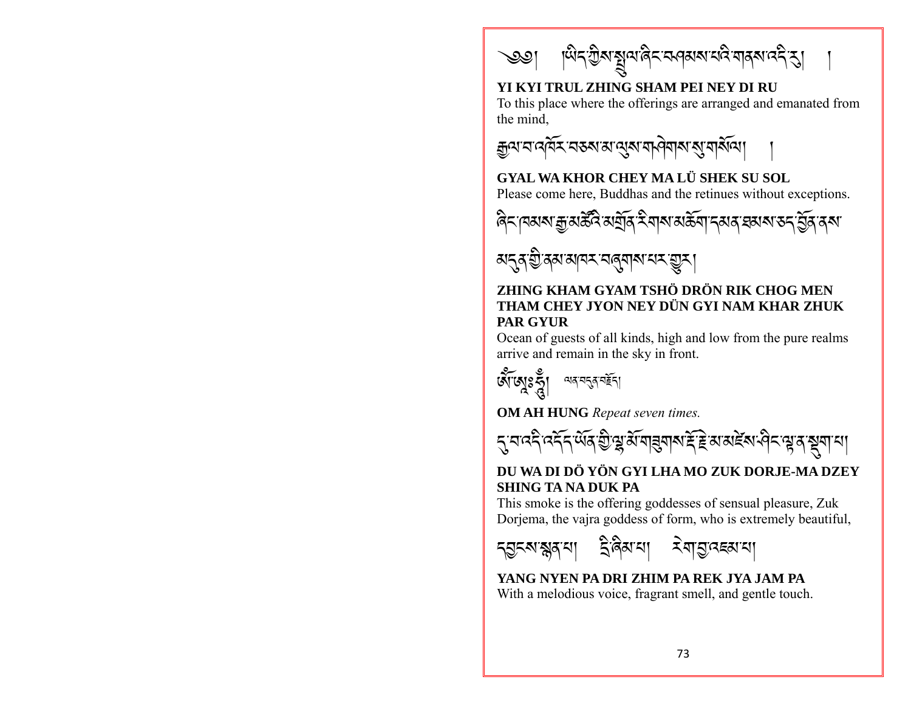༄༅། །ཡིད་ཀྱིས་སྤྲུལ་ཞིང་བཤམས་པའི་གནས་འདི་རུ། །

**YI KYI TRUL ZHING SHAM PEI NEY DI RU**
To this place where the offerings are arranged and emanated from the mind,

རྒྱལ་བ་འཁོར་བཅས་མ་ལུས་གཤེགས་སུ་གསོལ། །

**GYAL WA KHOR CHEY MA LÜ SHEK SU SOL**
Please come here, Buddhas and the retinues without exceptions.

ཞིང་ཁམས་རྒྱ་མཚོའི་མགྲོན་རིགས་མཆོག་དམན་ཐམས་ཅད་བྱོན་ནས་མདུན་གྱི་ནམ་མཁར་བཞུགས་པར་གྱུར།

**ZHING KHAM GYAM TSHÖ DRÖN RIK CHOG MEN THAM CHEY JYON NEY DÜN GYI NAM KHAR ZHUK PAR GYUR**
Ocean of guests of all kinds, high and low from the pure realms arrive and remain in the sky in front.

ཨོཾ་ཨཱཿཧཱུྃ། ལན་བདུན་བརྗོད།

**OM AH HUNG** *Repeat seven times.*

དུ་བ་འདི་འདོད་ཡོན་གྱི་ལྷ་མོ་གཟུགས་རྡོ་རྗེ་མ་མཛེས་ཤིང་ལྷན་སྡུག་པ།

**DU WA DI DÖ YÖN GYI LHA MO ZUK DORJE-MA DZEY SHING TA NA DUK PA**
This smoke is the offering goddesses of sensual pleasure, Zuk Dorjema, the vajra goddess of form, who is extremely beautiful,

དབྱངས་སྙན་པ། དྲི་ཞིམ་པ། རེག་བྱ་འཇམ་པ།

**YANG NYEN PA DRI ZHIM PA REK JYA JAM PA**
With a melodious voice, fragrant smell, and gentle touch.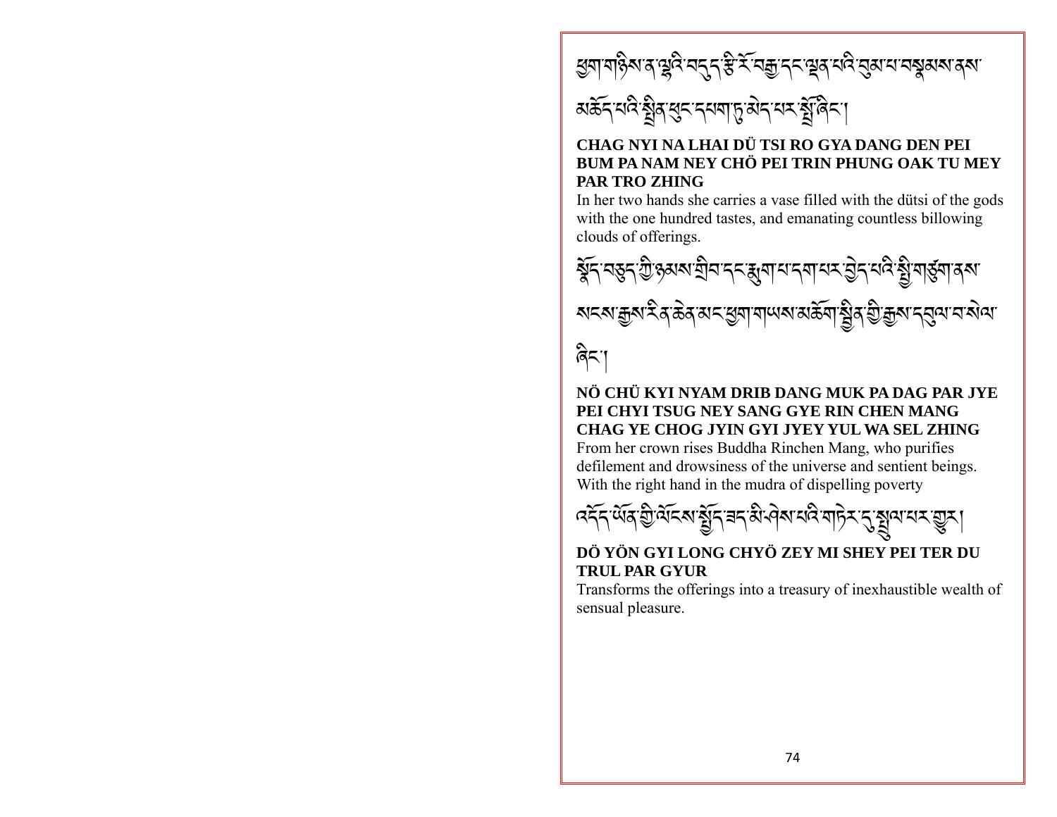ཕྱག་གཉིས་ན་ལྷའི་བདུད་རྩི་རོ་བརྒྱ་དང་ལྡན་པའི་བུམ་པ་བསྣམས་ནས་མཆོད་པའི་སྤྲིན་ཕུང་དཔག་ཏུ་མེད་པར་སྤྲོ་ཞིང་།

**CHAG NYI NA LHAI DÜ TSI RO GYA DANG DEN PEI BUM PA NAM NEY CHÖ PEI TRIN PHUNG OAK TU MEY PAR TRO ZHING**

In her two hands she carries a vase filled with the dütsi of the gods with the one hundred tastes, and emanating countless billowing clouds of offerings.

སྣོད་བཅུད་ཀྱི་ཉམས་གྲིབ་དང་རྨུག་པ་དག་པར་བྱེད་པའི་སྤྱི་གཙུག་ནས་སངས་རྒྱས་རིན་ཆེན་མང་ཕྱག་གཡས་མཆོག་སྦྱིན་གྱི་རྒྱས་དབུལ་བ་སེལ་ཞིང་།

**NÖ CHÜ KYI NYAM DRIB DANG MUK PA DAG PAR JYE PEI CHYI TSUG NEY SANG GYE RIN CHEN MANG CHAG YE CHOG JYIN GYI JYEY YUL WA SEL ZHING**

From her crown rises Buddha Rinchen Mang, who purifies defilement and drowsiness of the universe and sentient beings. With the right hand in the mudra of dispelling poverty

འདོད་ཡོན་གྱི་ལོངས་སྤྱོད་ཟད་མི་ཤེས་པའི་གཏེར་དུ་སྤྲུལ་པར་གྱུར།

**DÖ YÖN GYI LONG CHYÖ ZEY MI SHEY PEI TER DU TRUL PAR GYUR**

Transforms the offerings into a treasury of inexhaustible wealth of sensual pleasure.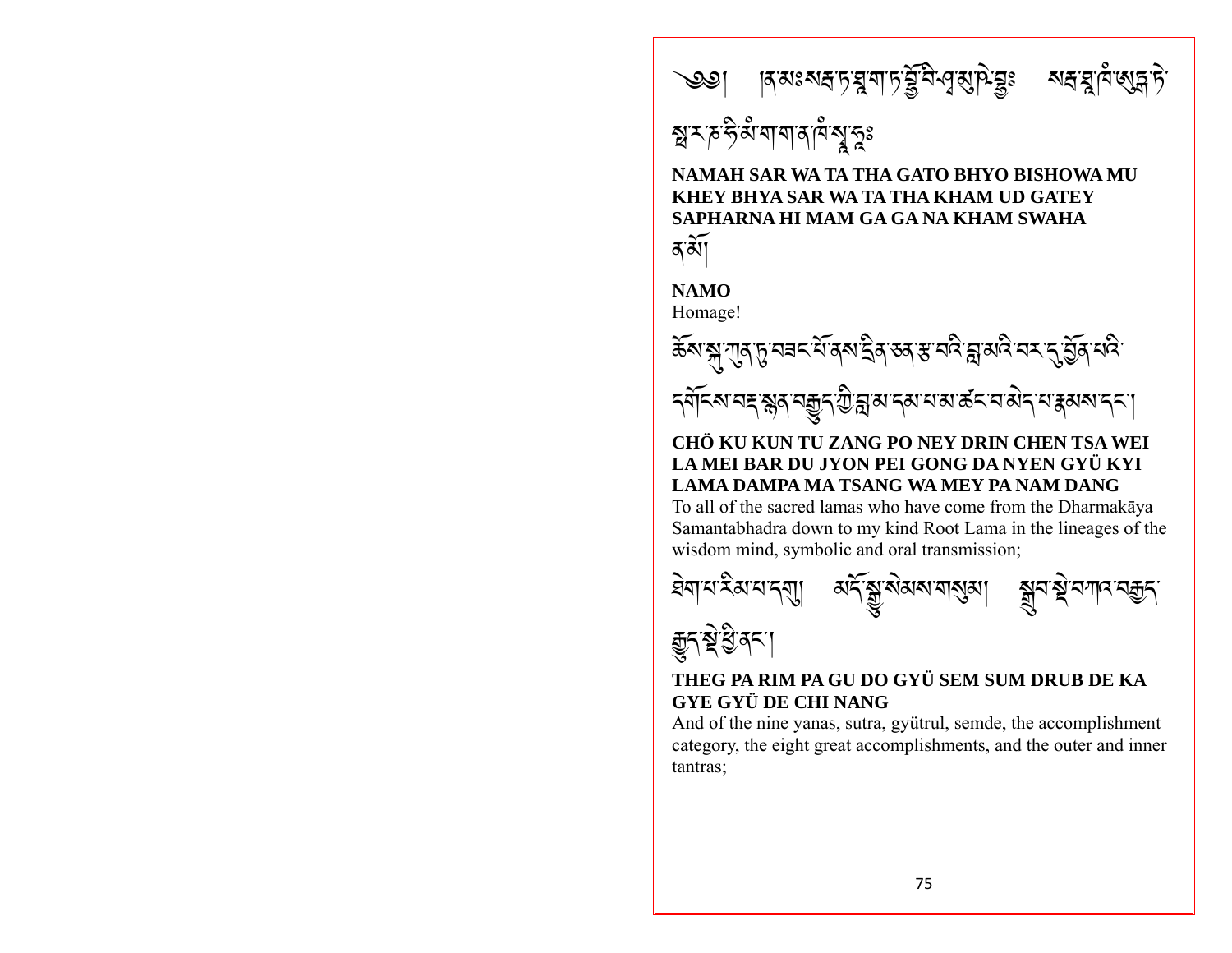༄༅། །ནམཿསརྦ་ཏ་ཐཱ་ག་ཏེ་བྷྱོ་བི་ཤྭ་མུ་ཁེ་བྷྱཿ སརྦ་ཐཱ་ཁཾ་ཨུདྒ་ཏེ་སྥ་ར་ཎ་ཧི་མཾ་ག་ག་ན་ཁཾ་སྭཱ་ཧཱ༔

**NAMAH SAR WA TA THA GATO BHYO BISHOWA MU KHEY BHYA SAR WA TA THA KHAM UD GATEY SAPHARNA HI MAM GA GA NA KHAM SWAHA**

ན་མོ།

**NAMO**
Homage!

ཆོས་སྐུ་ཀུན་ཏུ་བཟང་པོ་ནས་དྲིན་ཅན་རྩ་བའི་བླ་མའི་བར་དུ་བྱོན་པའི་དགོངས་བརྡ་སྙན་བརྒྱུད་ཀྱི་བླ་མ་དམ་པ་མ་ཚང་བ་མེད་པ་རྣམས་དང་།

**CHÖ KU KUN TU ZANG PO NEY DRIN CHEN TSA WEI LA MEI BAR DU JYON PEI GONG DA NYEN GYÜ KYI LAMA DAMPA MA TSANG WA MEY PA NAM DANG**
To all of the sacred lamas who have come from the Dharmakāya Samantabhadra down to my kind Root Lama in the lineages of the wisdom mind, symbolic and oral transmission;

ཐེག་པ་རིམ་པ་དགུ། མདོ་སྒྱུ་སེམས་གསུམ། སྒྲུབ་སྡེ་བཀའ་བརྒྱད་རྒྱུད་སྡེ་ཕྱི་ནང་།

**THEG PA RIM PA GU DO GYÜ SEM SUM DRUB DE KA GYE GYÜ DE CHI NANG**
And of the nine yanas, sutra, gyütrul, semde, the accomplishment category, the eight great accomplishments, and the outer and inner tantras;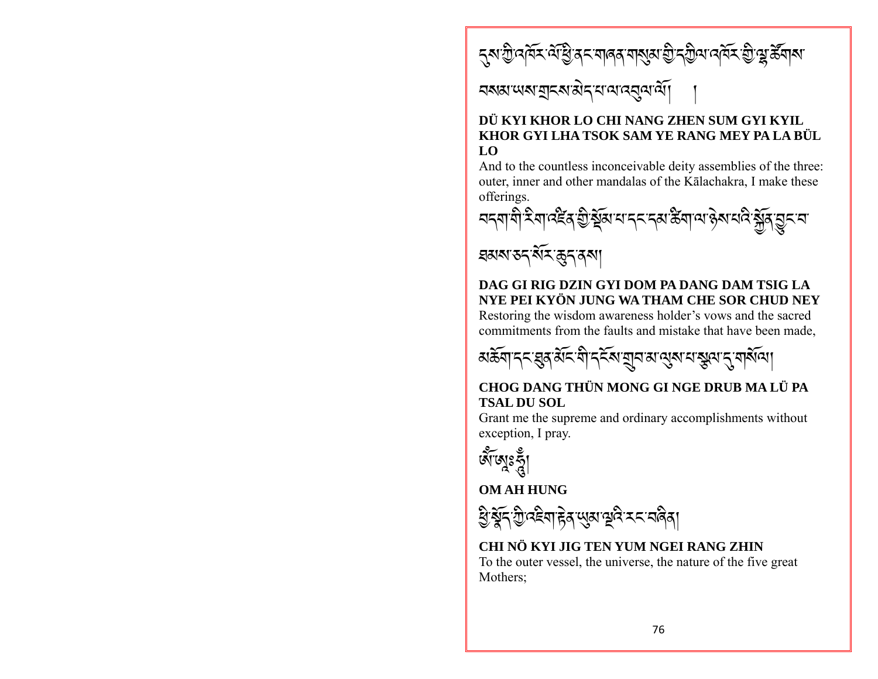དུས་ཀྱི་འཁོར་ལོ་ཕྱི་ནང་གཞན་གསུམ་གྱི་དཀྱིལ་འཁོར་གྱི་ལྷ་ཚོགས་བསམ་ཡས་གྲངས་མེད་པ་ལ་འབུལ་ལོ། །

**DÜ KYI KHOR LO CHI NANG ZHEN SUM GYI KYIL KHOR GYI LHA TSOK SAM YE RANG MEY PA LA BÜL LO**

And to the countless inconceivable deity assemblies of the three: outer, inner and other mandalas of the Kālachakra, I make these offerings.

བདག་གི་རིག་འཛིན་གྱི་སྡོམ་པ་དང་དམ་ཚིག་ལ་ཉེས་པའི་སྐྱོན་བྱུང་བ་ཐམས་ཅད་སོར་ཆུད་ནས།

**DAG GI RIG DZIN GYI DOM PA DANG DAM TSIG LA NYE PEI KYÖN JUNG WA THAM CHE SOR CHUD NEY**

Restoring the wisdom awareness holder's vows and the sacred commitments from the faults and mistake that have been made,

མཆོག་དང་ཐུན་མོང་གི་དངོས་གྲུབ་མ་ལུས་པ་རྩལ་དུ་གསོལ།

**CHOG DANG THÜN MONG GI NGE DRUB MA LÜ PA TSAL DU SOL**

Grant me the supreme and ordinary accomplishments without exception, I pray.

ཨོཾ་ཨཱཿཧཱུྃ།

**OM AH HUNG**

ཕྱི་སྣོད་ཀྱི་འཇིག་རྟེན་ཡུམ་ལྔའི་རང་བཞིན།

**CHI NÖ KYI JIG TEN YUM NGEI RANG ZHIN**

To the outer vessel, the universe, the nature of the five great Mothers;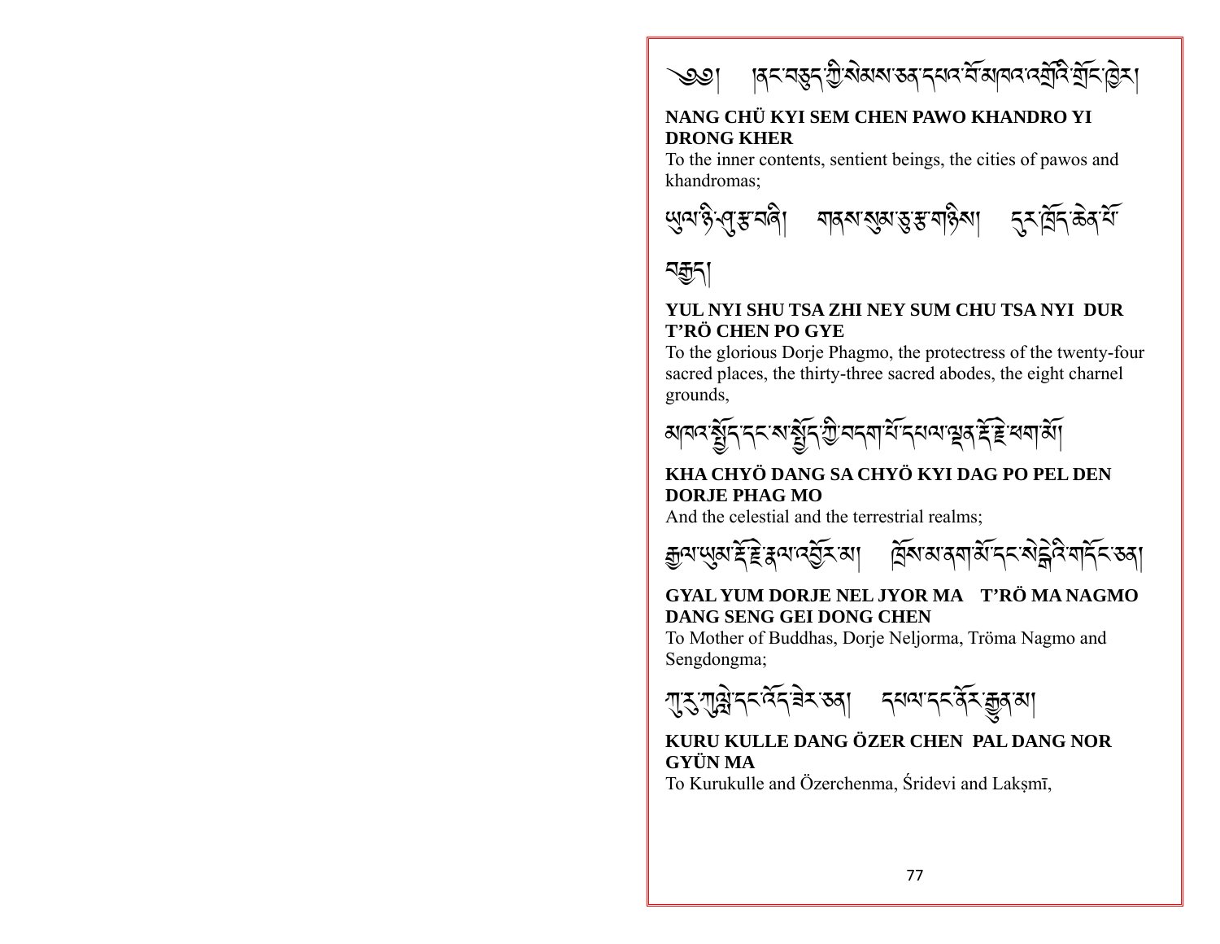༄༅། །ནང་བཅུད་ཀྱི་སེམས་ཅན་དཔའ་བོ་མཁའ་འགྲོའི་གྲོང་ཁྱེར།

**NANG CHÜ KYI SEM CHEN PAWO KHANDRO YI DRONG KHER**

To the inner contents, sentient beings, the cities of pawos and khandromas;

ཡུལ་ཉི་ཤུ་རྩ་བཞི། གནས་སུམ་ཅུ་རྩ་གཉིས། དུར་ཁྲོད་ཆེན་པོ་བརྒྱད།

**YUL NYI SHU TSA ZHI NEY SUM CHU TSA NYI DUR T'RÖ CHEN PO GYE**

To the glorious Dorje Phagmo, the protectress of the twenty-four sacred places, the thirty-three sacred abodes, the eight charnel grounds,

མཁའ་སྤྱོད་དང་ས་སྤྱོད་ཀྱི་བདག་པོ་དཔལ་ལྡན་རྡོ་རྗེ་ཕག་མོ།

**KHA CHYÖ DANG SA CHYÖ KYI DAG PO PEL DEN DORJE PHAG MO**

And the celestial and the terrestrial realms;

རྒྱལ་ཡུམ་རྡོ་རྗེ་རྣལ་འབྱོར་མ། ཁྲོས་མ་ནག་མོ་དང་སེང་གེའི་གདོང་ཅན།

**GYAL YUM DORJE NEL JYOR MA T'RÖ MA NAGMO DANG SENG GEI DONG CHEN**

To Mother of Buddhas, Dorje Neljorma, Tröma Nagmo and Sengdongma;

ཀུ་རུ་ཀུལླེ་དང་འོད་ཟེར་ཅན། དཔལ་དང་ནོར་རྒྱུན་མ།

**KURU KULLE DANG ÖZER CHEN PAL DANG NOR GYÜN MA**

To Kurukulle and Özerchenma, Śridevi and Lakṣmī,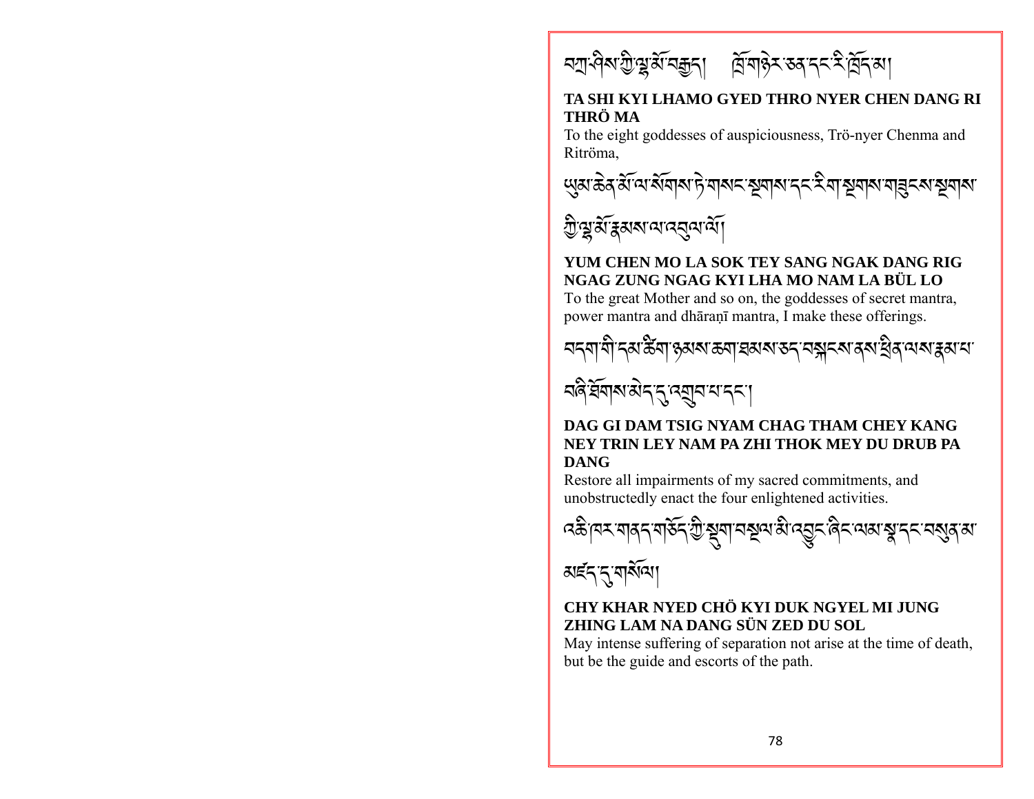བཀྲ་ཤིས་ཀྱི་ལྷ་མོ་བརྒྱད། ཁྲོ་གཉེར་ཅན་དང་རི་ཁྲོད་མ།

**TA SHI KYI LHAMO GYED THRO NYER CHEN DANG RI THRÖ MA**

To the eight goddesses of auspiciousness, Trö-nyer Chenma and Ritröma,

ཡུམ་ཆེན་མོ་ལ་སོགས་ཏེ་གསང་སྔགས་དང་རིག་སྔགས་གཟུངས་སྔགས་ཀྱི་ལྷ་མོ་རྣམས་ལ་འབུལ་ལོ།

**YUM CHEN MO LA SOK TEY SANG NGAK DANG RIG NGAG ZUNG NGAG KYI LHA MO NAM LA BÜL LO**

To the great Mother and so on, the goddesses of secret mantra, power mantra and dhāraṇī mantra, I make these offerings.

བདག་གི་དམ་ཚིག་ཉམས་ཆག་ཐམས་ཅད་བསྐངས་ནས་ཕྲིན་ལས་རྣམ་པ་བཞི་ཐོགས་མེད་དུ་འགྲུབ་པ་དང་།

**DAG GI DAM TSIG NYAM CHAG THAM CHEY KANG NEY TRIN LEY NAM PA ZHI THOK MEY DU DRUB PA DANG**

Restore all impairments of my sacred commitments, and unobstructedly enact the four enlightened activities.

འཆི་ཁར་གནད་གཅོད་ཀྱི་སྡུག་བསྔལ་མི་འབྱུང་ཞིང་ལམ་སྣ་དང་བསུན་མ་མཛོད་དུ་གསོལ།

**CHY KHAR NYED CHÖ KYI DUK NGYEL MI JUNG ZHING LAM NA DANG SÜN ZED DU SOL**

May intense suffering of separation not arise at the time of death, but be the guide and escorts of the path.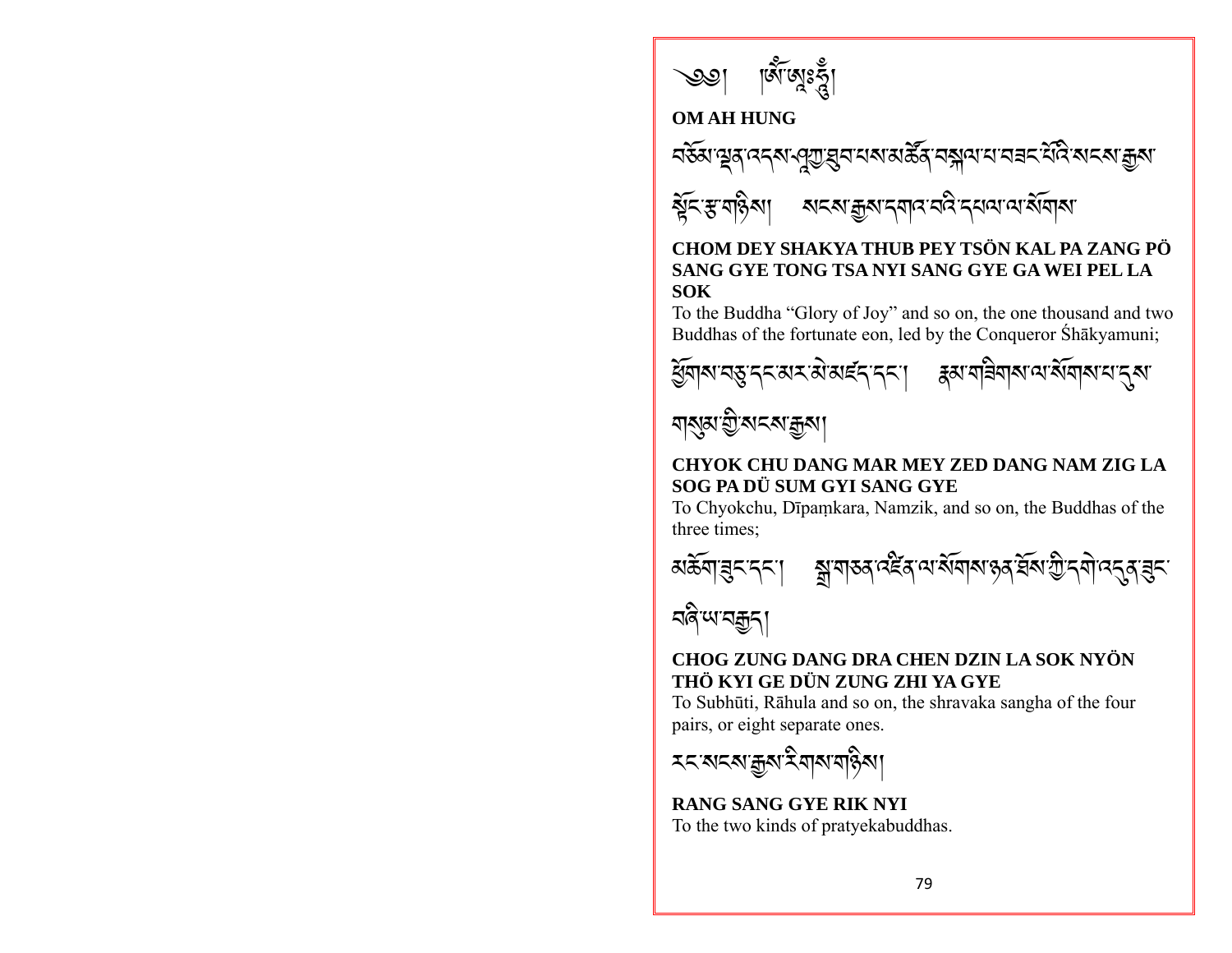༄༅། །ཨོཾ་ཨཱཿཧཱུྃ།

**OM AH HUNG**

བཅོམ་ལྡན་འདས་ཤཱཀྱ་ཐུབ་པས་མཚོན་བསྐལ་པ་བཟང་པོའི་སངས་རྒྱས་སྟོང་རྩ་གཉིས། སངས་རྒྱས་དགའ་བའི་དཔལ་ལ་སོགས་

**CHOM DEY SHAKYA THUB PEY TSÖN KAL PA ZANG PÖ SANG GYE TONG TSA NYI SANG GYE GA WEI PEL LA SOK**

To the Buddha "Glory of Joy" and so on, the one thousand and two Buddhas of the fortunate eon, led by the Conqueror Śhākyamuni;

ཕྱོགས་བཅུ་དང་མར་མེ་མཛད་དང་། རྣམ་གཟིགས་ལ་སོགས་པ་དུས་གསུམ་གྱི་སངས་རྒྱས།

**CHYOK CHU DANG MAR MEY ZED DANG NAM ZIG LA SOG PA DÜ SUM GYI SANG GYE**

To Chyokchu, Dīpaṃkara, Namzik, and so on, the Buddhas of the three times;

མཆོག་ཟུང་དང་། སྒྲ་གཅན་འཛིན་ལ་སོགས་ཉན་ཐོས་ཀྱི་དགེ་འདུན་ཟུང་བཞི་ཡ་བརྒྱད།

**CHOG ZUNG DANG DRA CHEN DZIN LA SOK NYÖN THÖ KYI GE DÜN ZUNG ZHI YA GYE**

To Subhūti, Rāhula and so on, the shravaka sangha of the four pairs, or eight separate ones.

རང་སངས་རྒྱས་རིགས་གཉིས།

**RANG SANG GYE RIK NYI**

To the two kinds of pratyekabuddhas.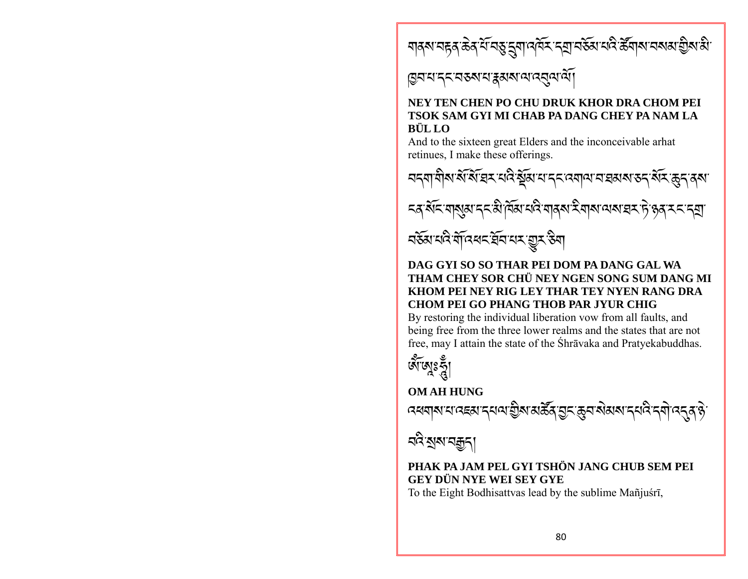གནས་བརྟན་ཆེན་པོ་བཅུ་དྲུག་འཁོར་དགྲ་བཅོམ་པའི་ཚོགས་བསམ་གྱིས་མི་ཁྱབ་པ་དང་བཅས་པ་རྣམས་ལ་འབུལ་ལོ།

**NEY TEN CHEN PO CHU DRUK KHOR DRA CHOM PEI TSOK SAM GYI MI CHAB PA DANG CHEY PA NAM LA BÜL LO**

And to the sixteen great Elders and the inconceivable arhat retinues, I make these offerings.

བདག་གིས་སོ་སོ་ཐར་པའི་སྡོམ་པ་དང་འགལ་བ་ཐམས་ཅད་སོར་ཆུད་ནས་ངན་སོང་གསུམ་དང་མི་ཁོམ་པའི་གནས་རིགས་ལས་ཐར་ཏེ་ཉན་རང་དགྲ་བཅོམ་པའི་གོ་འཕང་ཐོབ་པར་གྱུར་ཅིག

**DAG GYI SO SO THAR PEI DOM PA DANG GAL WA THAM CHEY SOR CHÜ NEY NGEN SONG SUM DANG MI KHOM PEI NEY RIG LEY THAR TEY NYEN RANG DRA CHOM PEI GO PHANG THOB PAR JYUR CHIG**

By restoring the individual liberation vow from all faults, and being free from the three lower realms and the states that are not free, may I attain the state of the Śhrāvaka and Pratyekabuddhas.

ཨོཾ་ཨཱཿཧཱུྃ།

**OM AH HUNG**

འཕགས་པ་འཇམ་དཔལ་གྱིས་མཚོན་བྱང་ཆུབ་སེམས་དཔའི་དགེ་འདུན་ཉེ་བའི་སྲས་བརྒྱད།

**PHAK PA JAM PEL GYI TSHÖN JANG CHUB SEM PEI GEY DÜN NYE WEI SEY GYE**

To the Eight Bodhisattvas lead by the sublime Mañjuśrī,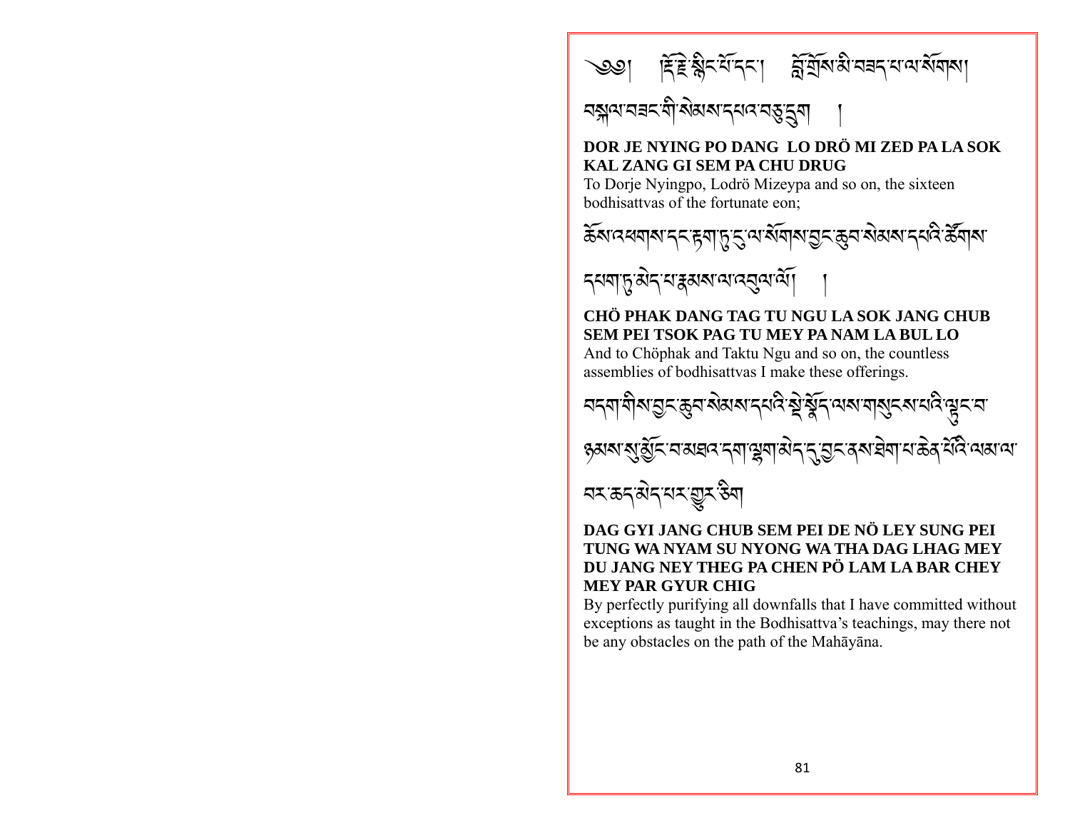༄༅། །རྡོ་རྗེ་སྙིང་པོ་དང་། བློ་གྲོས་མི་ཟད་པ་ལ་སོགས། བསྐལ་བཟང་གི་སེམས་དཔའ་བཅུ་དྲུག །

**DOR JE NYING PO DANG LO DRÖ MI ZED PA LA SOK KAL ZANG GI SEM PA CHU DRUG**

To Dorje Nyingpo, Lodrö Mizeypa and so on, the sixteen bodhisattvas of the fortunate eon;

ཆོས་འཕགས་དང་རྟག་ཏུ་ངུ་ལ་སོགས་བྱང་ཆུབ་སེམས་དཔའི་ཚོགས་དཔག་ཏུ་མེད་པ་རྣམས་ལ་འབུལ་ལོ། །

**CHÖ PHAK DANG TAG TU NGU LA SOK JANG CHUB SEM PEI TSOK PAG TU MEY PA NAM LA BUL LO**

And to Chöphak and Taktu Ngu and so on, the countless assemblies of bodhisattvas I make these offerings.

བདག་གིས་བྱང་ཆུབ་སེམས་དཔའི་སྡེ་སྣོད་ལས་གསུངས་པའི་ལྟུང་བ་ཉམས་སུ་སྨྱོང་བ་མཐའ་དག་ལྷག་མེད་དུ་བྱང་ནས་ཐེག་པ་ཆེན་པོའི་ལམ་ལ་བར་ཆད་མེད་པར་གྱུར་ཅིག

**DAG GYI JANG CHUB SEM PEI DE NÖ LEY SUNG PEI TUNG WA NYAM SU NYONG WA THA DAG LHAG MEY DU JANG NEY THEG PA CHEN PÖ LAM LA BAR CHEY MEY PAR GYUR CHIG**

By perfectly purifying all downfalls that I have committed without exceptions as taught in the Bodhisattva's teachings, may there not be any obstacles on the path of the Mahāyāna.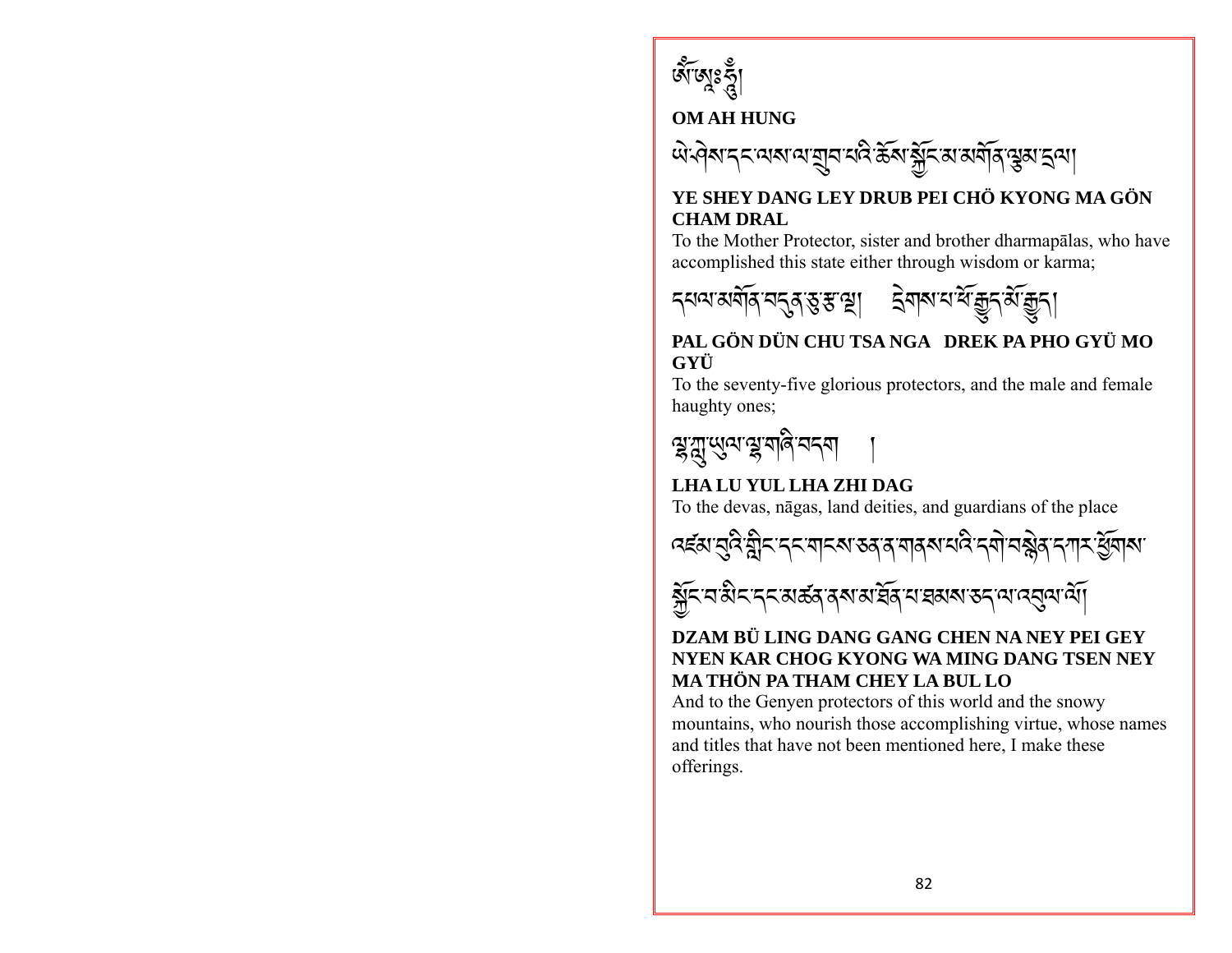ཨོཾ་ཨཱཿཧཱུྃ།

**OM AH HUNG**

ཡེ་ཤེས་དང་ལས་ལ་གྲུབ་པའི་ཆོས་སྐྱོང་མ་མགོན་ལྕམ་དྲལ།

**YE SHEY DANG LEY DRUB PEI CHÖ KYONG MA GÖN CHAM DRAL**

To the Mother Protector, sister and brother dharmapālas, who have accomplished this state either through wisdom or karma;

དཔལ་མགོན་བདུན་ཅུ་རྩ་ལྔ། དྲེགས་པ་ཕོ་རྒྱུད་མོ་རྒྱུད།

**PAL GÖN DÜN CHU TSA NGA DREK PA PHO GYÜ MO GYÜ**

To the seventy-five glorious protectors, and the male and female haughty ones;

ལྷ་ཀླུ་ཡུལ་ལྷ་གཞི་བདག །

**LHA LU YUL LHA ZHI DAG**

To the devas, nāgas, land deities, and guardians of the place

འཛམ་བུའི་གླིང་དང་གངས་ཅན་ན་གནས་པའི་དགེ་བསྙེན་དཀར་ཕྱོགས་སྐྱོང་བ་མིང་དང་མཚན་ནས་མ་ཐོན་པ་ཐམས་ཅད་ལ་འབུལ་ལོ།

**DZAM BÜ LING DANG GANG CHEN NA NEY PEI GEY NYEN KAR CHOG KYONG WA MING DANG TSEN NEY MA THÖN PA THAM CHEY LA BUL LO**

And to the Genyen protectors of this world and the snowy mountains, who nourish those accomplishing virtue, whose names and titles that have not been mentioned here, I make these offerings.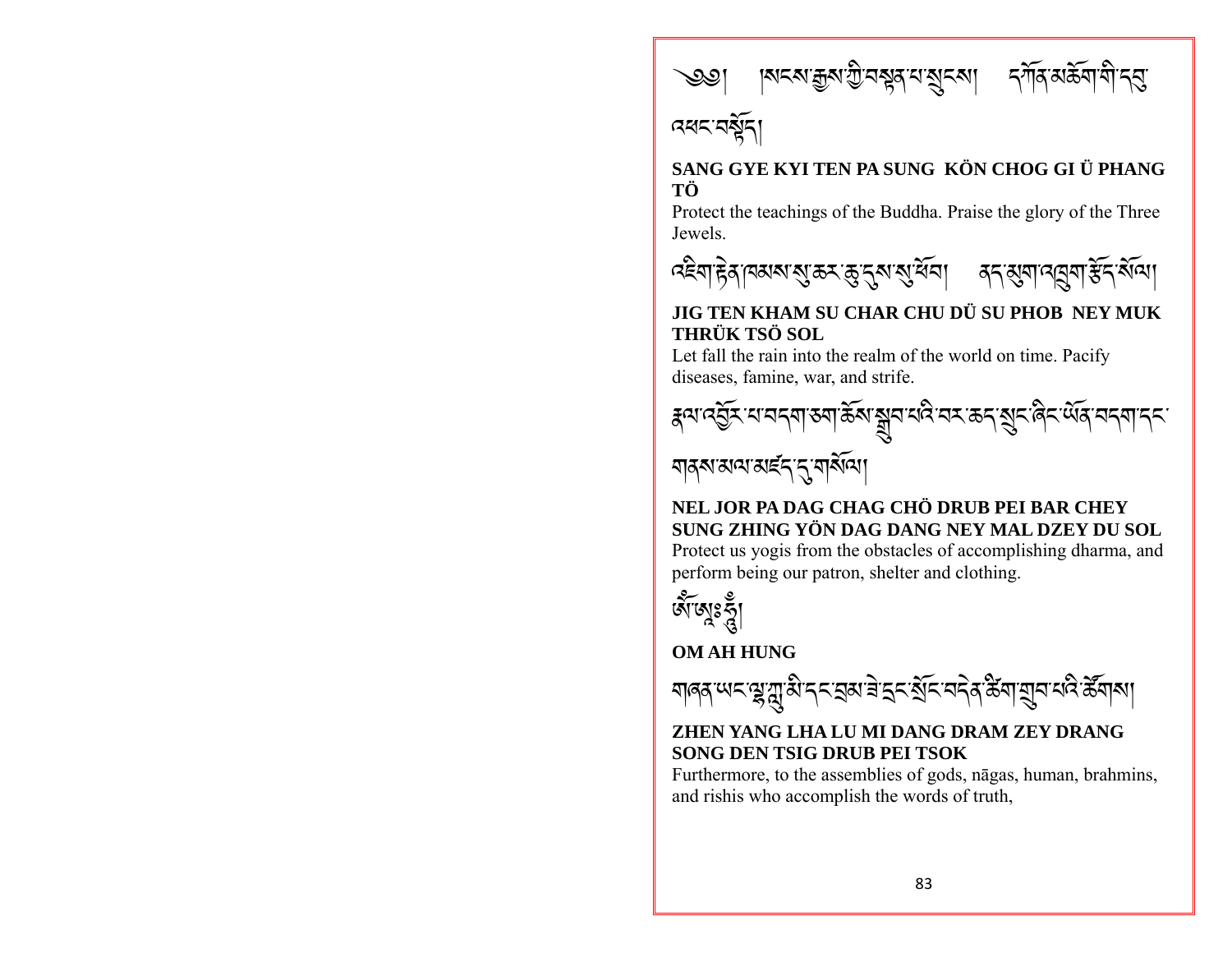༄༅། །སངས་རྒྱས་ཀྱི་བསྟན་པ་སྲུངས། དཀོན་མཆོག་གི་དབུ་འཕང་བསྟོད།

**SANG GYE KYI TEN PA SUNG KÖN CHOG GI Ü PHANG TÖ**

Protect the teachings of the Buddha. Praise the glory of the Three Jewels.

འཇིག་རྟེན་ཁམས་སུ་ཆར་ཆུ་དུས་སུ་ཕོབ། ནད་མུག་འཁྲུག་རྩོད་སོལ།

**JIG TEN KHAM SU CHAR CHU DÜ SU PHOB NEY MUK THRÜK TSÖ SOL**

Let fall the rain into the realm of the world on time. Pacify diseases, famine, war, and strife.

རྣལ་འབྱོར་པ་བདག་ཅག་ཆོས་སྒྲུབ་པའི་བར་ཆད་སྲུང་ཞིང་ཡོན་བདག་དང་གནས་མལ་མཛད་དུ་གསོལ།

**NEL JOR PA DAG CHAG CHÖ DRUB PEI BAR CHEY SUNG ZHING YÖN DAG DANG NEY MAL DZEY DU SOL**

Protect us yogis from the obstacles of accomplishing dharma, and perform being our patron, shelter and clothing.

ཨོཾ་ཨཱཿཧཱུྃ།

**OM AH HUNG**

གཞན་ཡང་ལྷ་ཀླུ་མི་དང་བྲམ་ཟེ་དྲང་སྲོང་བདེན་ཚིག་གྲུབ་པའི་ཚོགས།

**ZHEN YANG LHA LU MI DANG DRAM ZEY DRANG SONG DEN TSIG DRUB PEI TSOK**

Furthermore, to the assemblies of gods, nāgas, human, brahmins, and rishis who accomplish the words of truth,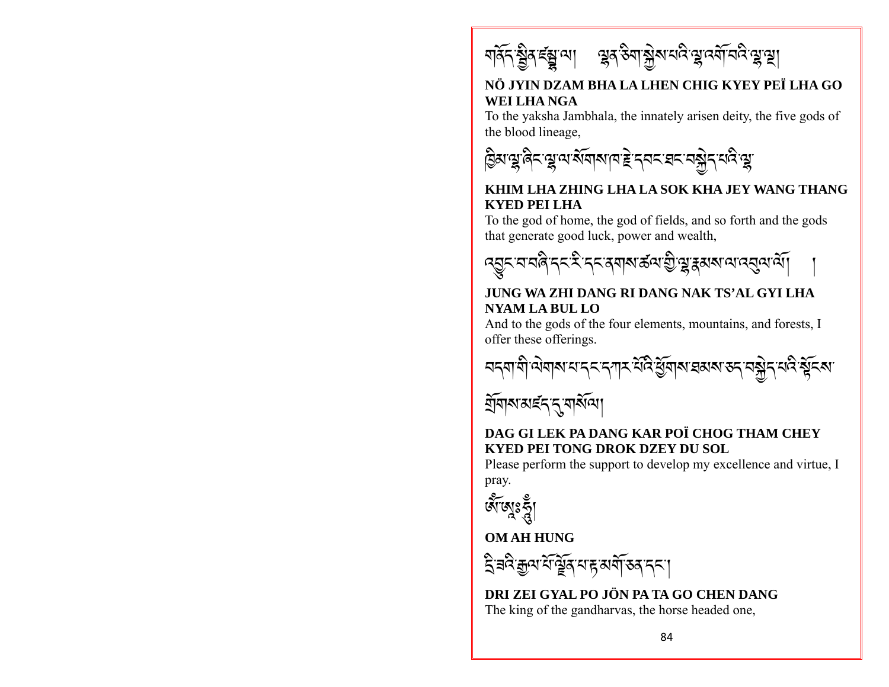གནོད་སྦྱིན་ཛམྦྷ་ལ། ལྷན་ཅིག་སྐྱེས་པའི་ལྷ་འགོ་བའི་ལྷ་ལྔ།

**NÖ JYIN DZAM BHA LA LHEN CHIG KYEY PEÏ LHA GO WEI LHA NGA**

To the yaksha Jambhala, the innately arisen deity, the five gods of the blood lineage,

ཁྱིམ་ལྷ་ཞིང་ལྷ་ལ་སོགས་ཁ་རྗེ་དབང་ཐང་བསྐྱེད་པའི་ལྷ་

**KHIM LHA ZHING LHA LA SOK KHA JEY WANG THANG KYED PEI LHA**

To the god of home, the god of fields, and so forth and the gods that generate good luck, power and wealth,

འབྱུང་བ་བཞི་དང་རི་དང་ནགས་ཚལ་གྱི་ལྷ་རྣམས་ལ་འབུལ་ལོ། །

**JUNG WA ZHI DANG RI DANG NAK TS'AL GYI LHA NYAM LA BUL LO**

And to the gods of the four elements, mountains, and forests, I offer these offerings.

བདག་གི་ལེགས་པ་དང་དཀར་པོའི་ཕྱོགས་ཐམས་ཅད་བསྐྱེད་པའི་སྟོངས་གྲོགས་མཛད་དུ་གསོལ།

**DAG GI LEK PA DANG KAR POÏ CHOG THAM CHEY KYED PEI TONG DROK DZEY DU SOL**

Please perform the support to develop my excellence and virtue, I pray.

ཨོཾ་ཨཱཿཧཱུྃ།

**OM AH HUNG**

དྲི་ཟའི་རྒྱལ་པོ་ལྗོན་པ་རྟ་མགོ་ཅན་དང་།

**DRI ZEI GYAL PO JÖN PA TA GO CHEN DANG**

The king of the gandharvas, the horse headed one,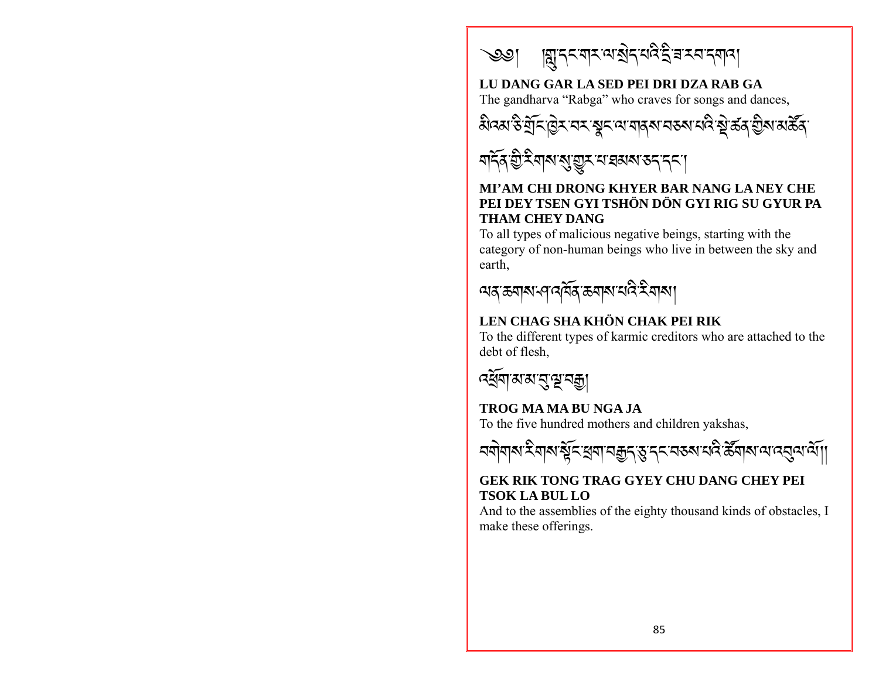༄༅། །གླུ་དང་གར་ལ་སྲེད་པའི་དྲི་ཟ་རབ་དགའ།

**LU DANG GAR LA SED PEI DRI DZA RAB GA**
The gandharva "Rabga" who craves for songs and dances,

མིའམ་ཅི་གྲོང་ཁྱེར་བར་སྣང་ལ་གནས་བཅས་པའི་སྡེ་ཚན་གྱིས་མཚོན་གདོན་གྱི་རིགས་སུ་གྱུར་པ་ཐམས་ཅད་དང་།

**MI'AM CHI DRONG KHYER BAR NANG LA NEY CHE PEI DEY TSEN GYI TSHÖN DÖN GYI RIG SU GYUR PA THAM CHEY DANG**
To all types of malicious negative beings, starting with the category of non-human beings who live in between the sky and earth,

ལན་ཆགས་ཤ་འཁོན་ཆགས་པའི་རིགས།

**LEN CHAG SHA KHÖN CHAK PEI RIK**
To the different types of karmic creditors who are attached to the debt of flesh,

འཕྲོག་མ་མ་བུ་ལྔ་བརྒྱ།

**TROG MA MA BU NGA JA**
To the five hundred mothers and children yakshas,

བགེགས་རིགས་སྟོང་ཕྲག་བརྒྱད་ཅུ་དང་བཅས་པའི་ཚོགས་ལ་འབུལ་ལོ།།

**GEK RIK TONG TRAG GYEY CHU DANG CHEY PEI TSOK LA BUL LO**
And to the assemblies of the eighty thousand kinds of obstacles, I make these offerings.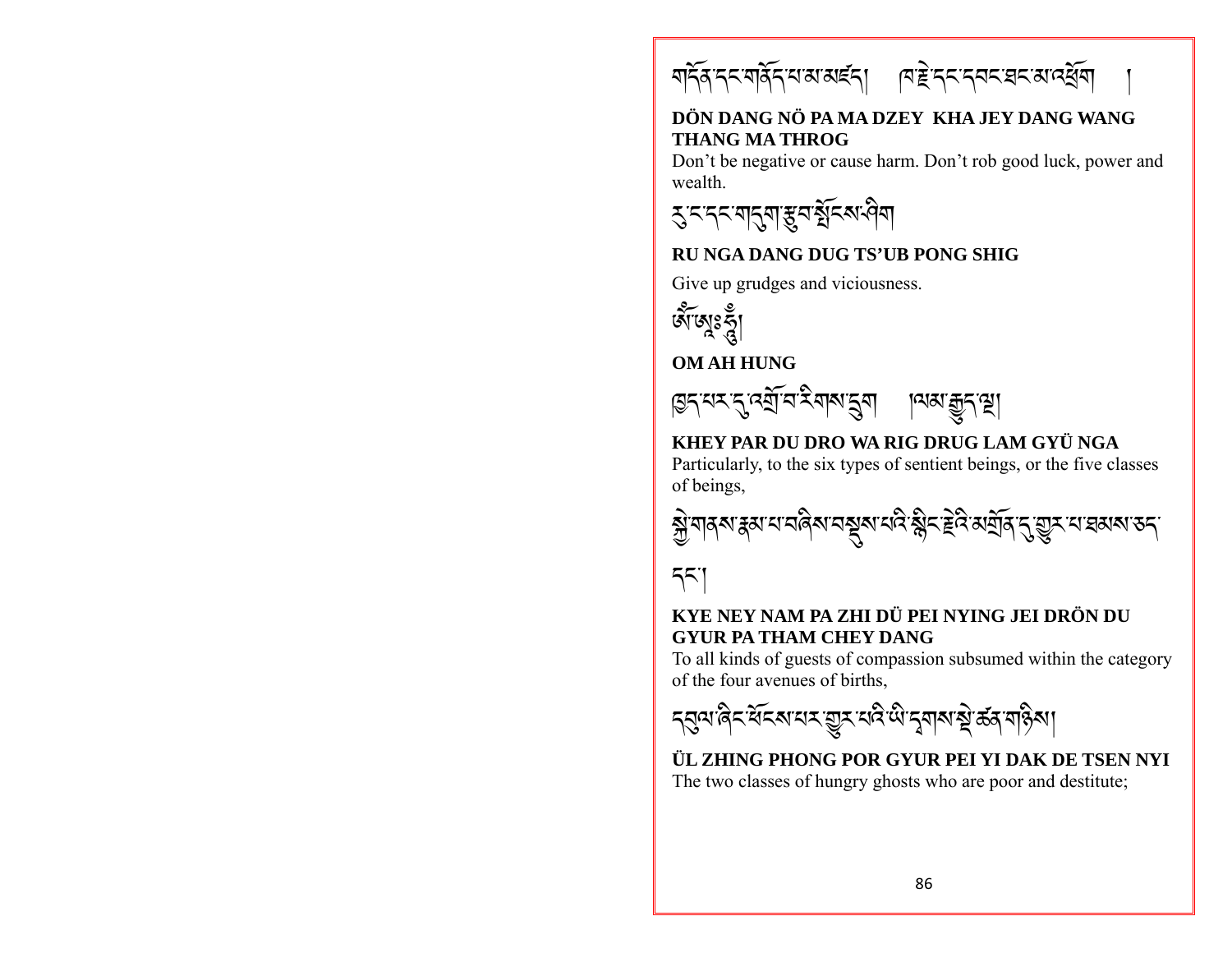གདོན་དང་གནོད་པ་མ་མཛད། ཁ་རྗེ་དང་དབང་ཐང་མ་འཕྲོག །

**DÖN DANG NÖ PA MA DZEY KHA JEY DANG WANG THANG MA THROG**

Don't be negative or cause harm. Don't rob good luck, power and wealth.

རུ་ངར་དང་གདུག་རྩུབ་སྤོངས་ཤིག

**RU NGA DANG DUG TS'UB PONG SHIG**

Give up grudges and viciousness.

ཨོཾ་ཨཱཿཧཱུྃ།

**OM AH HUNG**

ཁྱད་པར་དུ་འགྲོ་བ་རིགས་དྲུག །ལམ་རྒྱུད་ལྔ།

**KHEY PAR DU DRO WA RIG DRUG LAM GYÜ NGA**

Particularly, to the six types of sentient beings, or the five classes of beings,

སྐྱེ་གནས་རྣམ་པ་བཞིས་བསྡུས་པའི་སྙིང་རྗེའི་མགྲོན་དུ་གྱུར་པ་ཐམས་ཅད་དང་།

**KYE NEY NAM PA ZHI DÜ PEI NYING JEI DRÖN DU GYUR PA THAM CHEY DANG**

To all kinds of guests of compassion subsumed within the category of the four avenues of births,

དབུལ་ཞིང་ཕོངས་པར་གྱུར་པའི་ཡི་དྭགས་སྡེ་ཚན་གཉིས།

**ÜL ZHING PHONG POR GYUR PEI YI DAK DE TSEN NYI**

The two classes of hungry ghosts who are poor and destitute;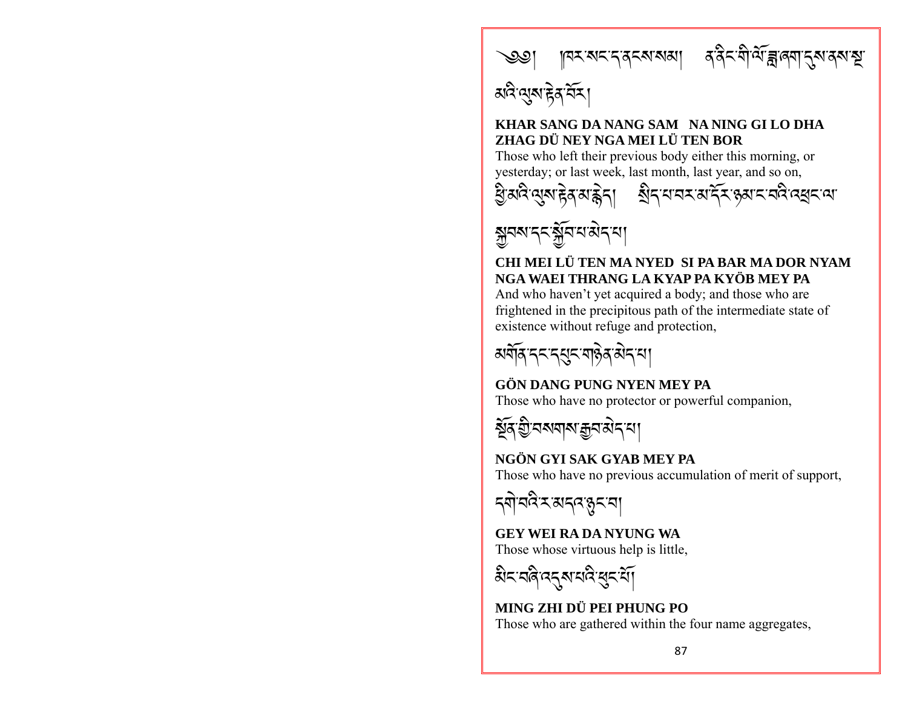༄༅། །ཁར་སང་ད་ནངས་སམ། ན་ནིང་གི་ལོ་ཟླ་ཞག་དུས་ནས་སྔ་མའི་ལུས་རྟེན་བོར།

**KHAR SANG DA NANG SAM NA NING GI LO DHA ZHAG DÜ NEY NGA MEI LÜ TEN BOR**
Those who left their previous body either this morning, or yesterday; or last week, last month, last year, and so on,

ཕྱི་མའི་ལུས་རྟེན་མ་རྙེད། སྲིད་པ་བར་མ་དོར་ཉམ་ང་བའི་འཕྲང་ལ་སྐྱབས་དང་སྐྱོབ་པ་མེད་པ།

**CHI MEI LÜ TEN MA NYED SI PA BAR MA DOR NYAM NGA WAEI THRANG LA KYAP PA KYÖB MEY PA**
And who haven't yet acquired a body; and those who are frightened in the precipitous path of the intermediate state of existence without refuge and protection,

མགོན་དང་དཔུང་གཉེན་མེད་པ།

**GÖN DANG PUNG NYEN MEY PA**
Those who have no protector or powerful companion,

སྔོན་གྱི་བསགས་རྒྱབ་མེད་པ།

**NGÖN GYI SAK GYAB MEY PA**
Those who have no previous accumulation of merit of support,

དགེ་བའི་ར་མདའ་ཉུང་བ།

**GEY WEI RA DA NYUNG WA**
Those whose virtuous help is little,

མིང་བཞི་འདུས་པའི་ཕུང་པོ།

**MING ZHI DÜ PEI PHUNG PO**
Those who are gathered within the four name aggregates,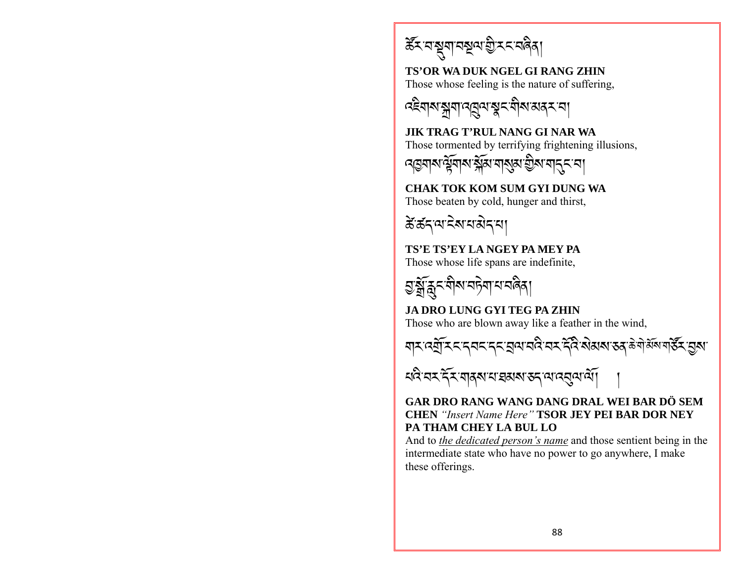ཚོར་བ་སྡུག་བསྔལ་གྱི་རང་བཞིན།

**TS'OR WA DUK NGEL GI RANG ZHIN**
Those whose feeling is the nature of suffering,

འཇིགས་སྐྲག་འཁྲུལ་སྣང་གིས་མནར་བ།

**JIK TRAG T'RUL NANG GI NAR WA**
Those tormented by terrifying frightening illusions,

འཁྱགས་ལྟོགས་སྐོམ་གསུམ་གྱིས་གདུང་བ།

**CHAK TOK KOM SUM GYI DUNG WA**
Those beaten by cold, hunger and thirst,

ཚེ་ཚད་ལ་ངེས་པ་མེད་པ།

**TS'E TS'EY LA NGEY PA MEY PA**
Those whose life spans are indefinite,

བྱ་སྒྲོ་རླུང་གིས་བཏེག་པ་བཞིན།

**JA DRO LUNG GYI TEG PA ZHIN**
Those who are blown away like a feather in the wind,

གར་འགྲོ་རང་དབང་དང་བྲལ་བའི་བར་དོའི་སེམས་ཅན་ཆེ་གེ་མོ་གཙོར་བྱས་པའི་བར་དོར་གནས་པ་ཐམས་ཅད་ལ་འབུལ་ལོ། །

**GAR DRO RANG WANG DANG DRAL WEI BAR DÖ SEM CHEN** *"Insert Name Here"* **TSOR JEY PEI BAR DOR NEY PA THAM CHEY LA BUL LO**
And to *the dedicated person's name* and those sentient being in the intermediate state who have no power to go anywhere, I make these offerings.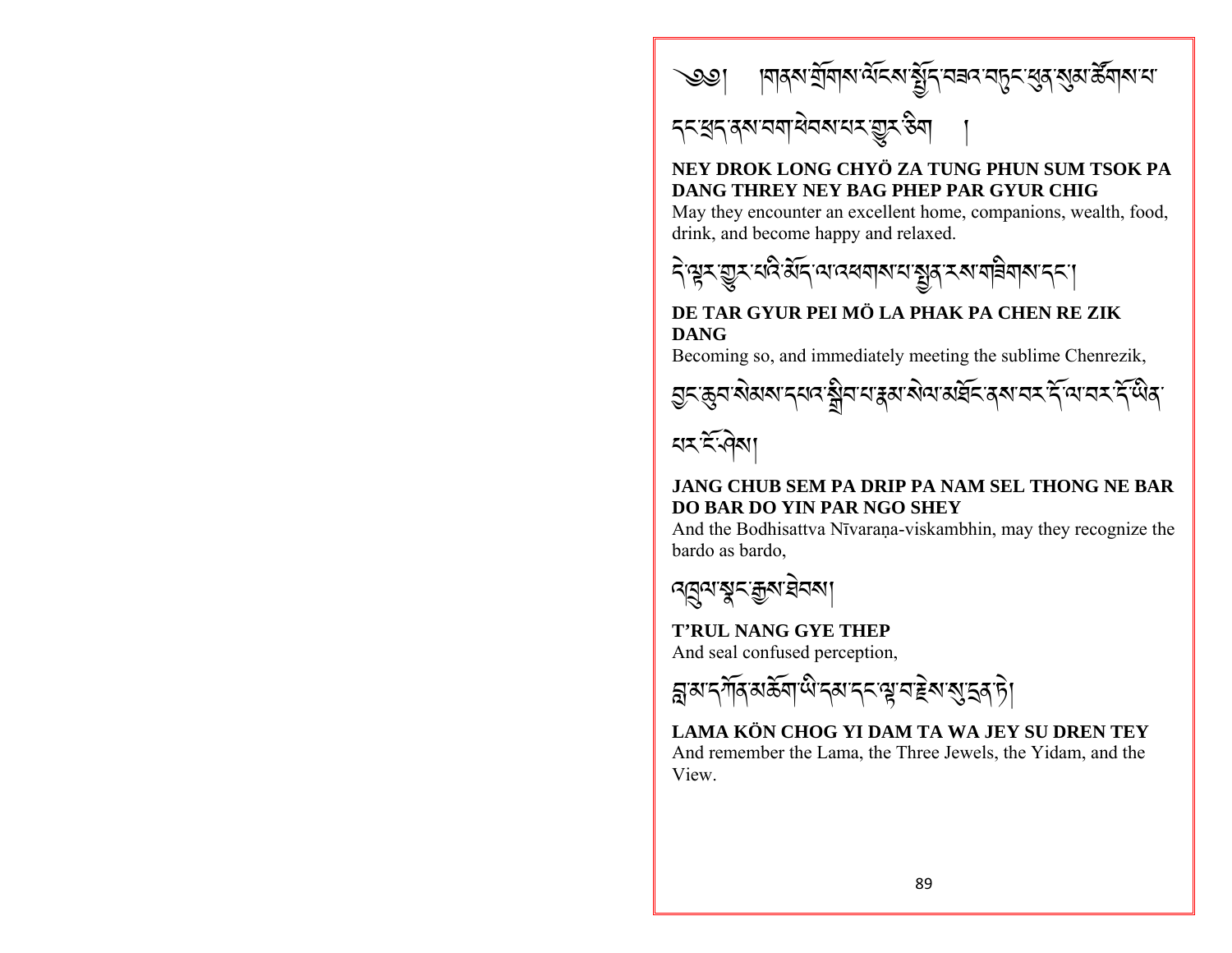༄༅། །གནས་གྲོགས་ལོངས་སྤྱོད་བཟའ་བཏུང་ཕུན་སུམ་ཚོགས་པ་དང་ཐྲད་ནས་བག་ཕེབས་པར་གྱུར་ཅིག །

**NEY DROK LONG CHYÖ ZA TUNG PHUN SUM TSOK PA DANG THREY NEY BAG PHEP PAR GYUR CHIG**

May they encounter an excellent home, companions, wealth, food, drink, and become happy and relaxed.

དེ་ལྟར་གྱུར་པའི་མོད་ལ་འཕགས་པ་སྤྱན་རས་གཟིགས་དང་།

**DE TAR GYUR PEI MÖ LA PHAK PA CHEN RE ZIK DANG**

Becoming so, and immediately meeting the sublime Chenrezik,

བྱང་ཆུབ་སེམས་དཔའ་སྒྲིབ་པ་རྣམ་སེལ་མཐོང་ནས་བར་དོ་ལ་བར་དོ་ཡིན་པར་ངོ་ཤེས།

**JANG CHUB SEM PA DRIP PA NAM SEL THONG NE BAR DO BAR DO YIN PAR NGO SHEY**

And the Bodhisattva Nīvaraṇa-viskambhin, may they recognize the bardo as bardo,

འཁྲུལ་སྣང་རྒྱས་ཐེབས།

**T'RUL NANG GYE THEP**

And seal confused perception,

བླ་མ་དཀོན་མཆོག་ཡི་དམ་དང་ལྟ་བ་རྗེས་སུ་དྲན་ཏེ།

**LAMA KÖN CHOG YI DAM TA WA JEY SU DREN TEY**

And remember the Lama, the Three Jewels, the Yidam, and the View.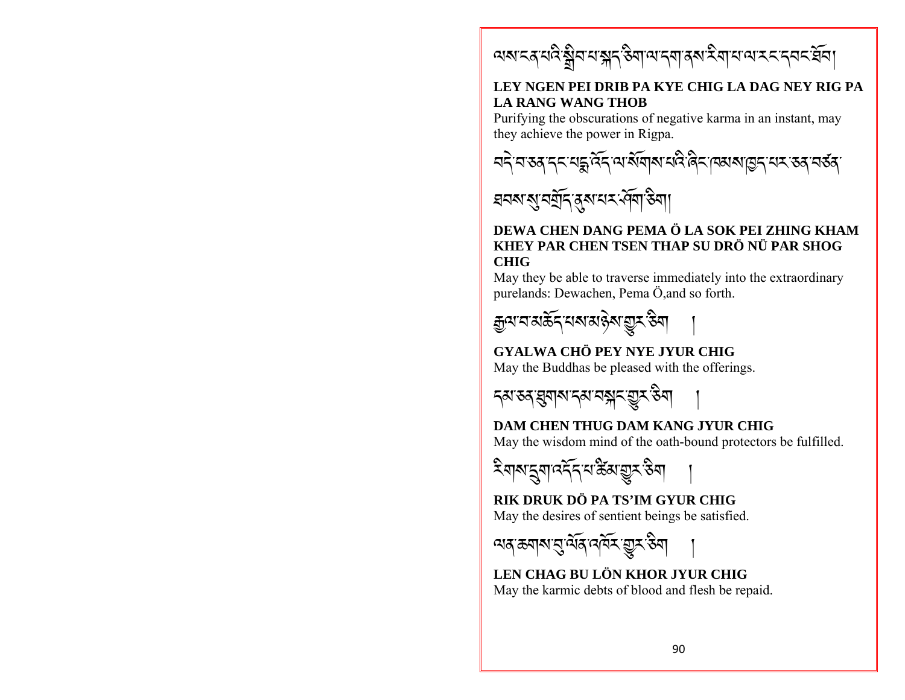ལས་ངན་པའི་སྒྲིབ་པ་སྐད་ཅིག་ལ་དག་ནས་རིག་པ་ལ་རང་དབང་ཐོབ།

**LEY NGEN PEI DRIB PA KYE CHIG LA DAG NEY RIG PA LA RANG WANG THOB**

Purifying the obscurations of negative karma in an instant, may they achieve the power in Rigpa.

བདེ་བ་ཅན་དང་པདྨ་འོད་ལ་སོགས་པའི་ཞིང་ཁམས་ཁྱད་པར་ཅན་བཙན་ཐབས་སུ་བགྲོད་ནུས་པར་ཤོག་ཅིག།

**DEWA CHEN DANG PEMA Ö LA SOK PEI ZHING KHAM KHEY PAR CHEN TSEN THAP SU DRÖ NÜ PAR SHOG CHIG**

May they be able to traverse immediately into the extraordinary purelands: Dewachen, Pema Ö,and so forth.

རྒྱལ་བ་མཆོད་པས་མཉེས་གྱུར་ཅིག །

**GYALWA CHÖ PEY NYE JYUR CHIG**

May the Buddhas be pleased with the offerings.

དམ་ཅན་ཐུགས་དམ་བསྐང་གྱུར་ཅིག །

**DAM CHEN THUG DAM KANG JYUR CHIG**

May the wisdom mind of the oath-bound protectors be fulfilled.

རིགས་དྲུག་འདོད་པ་ཚིམ་གྱུར་ཅིག །

**RIK DRUK DÖ PA TS'IM GYUR CHIG**

May the desires of sentient beings be satisfied.

ལན་ཆགས་བུ་ལོན་འཁོར་གྱུར་ཅིག །

**LEN CHAG BU LÖN KHOR JYUR CHIG**

May the karmic debts of blood and flesh be repaid.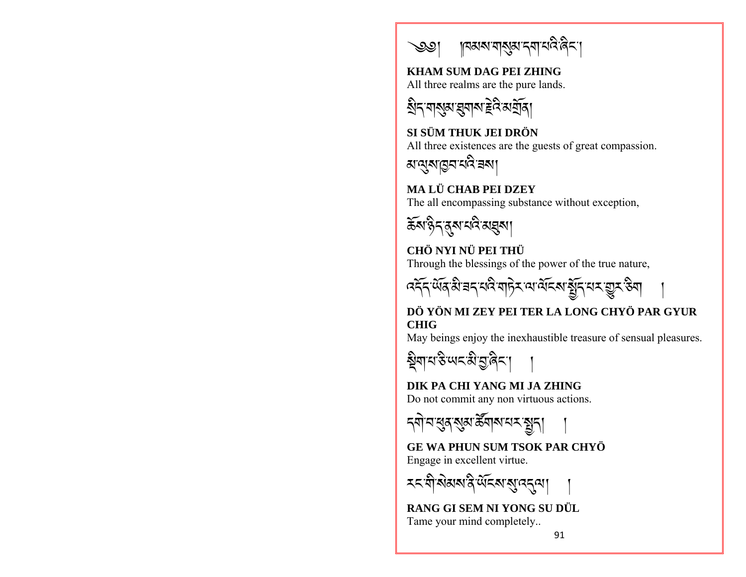༄༅། །ཁམས་གསུམ་དག་པའི་ཞིང་།

**KHAM SUM DAG PEI ZHING**
All three realms are the pure lands.

སྲིད་གསུམ་ཐུགས་རྗེའི་མགྲོན།

**SI SÜM THUK JEI DRÖN**
All three existences are the guests of great compassion.

མ་ལུས་ཁྱབ་པའི་རྫས།

**MA LÜ CHAB PEI DZEY**
The all encompassing substance without exception,

ཆོས་ཉིད་ནུས་པའི་མཐུས།

**CHÖ NYI NÜ PEI THÜ**
Through the blessings of the power of the true nature,

འདོད་ཡོན་མི་ཟད་པའི་གཏེར་ལ་ལོངས་སྤྱོད་པར་གྱུར་ཅིག །

**DÖ YÖN MI ZEY PEI TER LA LONG CHYÖ PAR GYUR CHIG**
May beings enjoy the inexhaustible treasure of sensual pleasures.

སྡིག་པ་ཅི་ཡང་མི་བྱ་ཞིང་། །

**DIK PA CHI YANG MI JA ZHING**
Do not commit any non virtuous actions.

དགེ་བ་ཕུན་སུམ་ཚོགས་པར་སྤྱོད། །

**GE WA PHUN SUM TSOK PAR CHYÖ**
Engage in excellent virtue.

རང་གི་སེམས་ནི་ཡོངས་སུ་འདུལ། །

**RANG GI SEM NI YONG SU DÜL**
Tame your mind completely..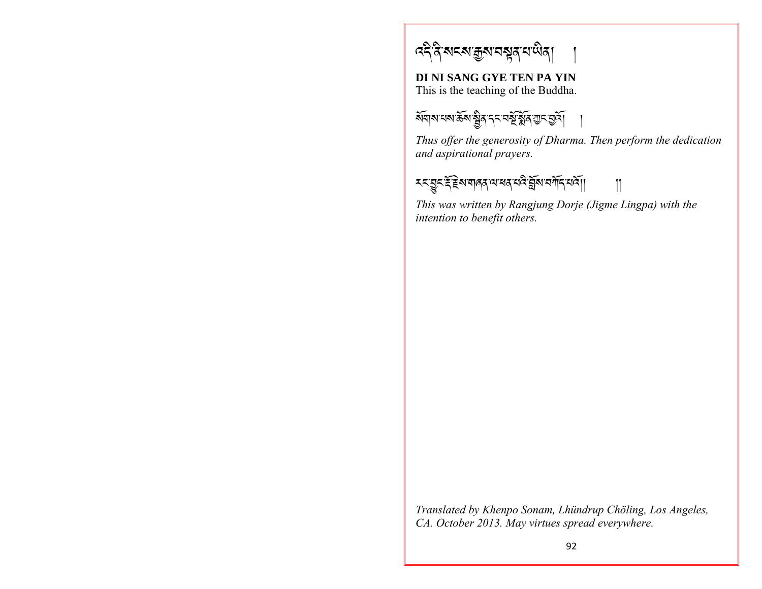འདི་ནི་སངས་རྒྱས་བསྟན་པ་ཡིན། །

**DI NI SANG GYE TEN PA YIN**
This is the teaching of the Buddha.

སོགས་པས་ཆོས་སྦྱིན་དང་བསྔོ་སྨོན་ཀུན་བྱའོ། །

*Thus offer the generosity of Dharma. Then perform the dedication and aspirational prayers.*

རང་བྱུང་རྡོ་རྗེས་གཞན་ལ་ཕན་པའི་བློས་བཀོད་པའོ།། །།

*This was written by Rangjung Dorje (Jigme Lingpa) with the intention to benefit others.*

*Translated by Khenpo Sonam, Lhündrup Chöling, Los Angeles, CA. October 2013. May virtues spread everywhere.*